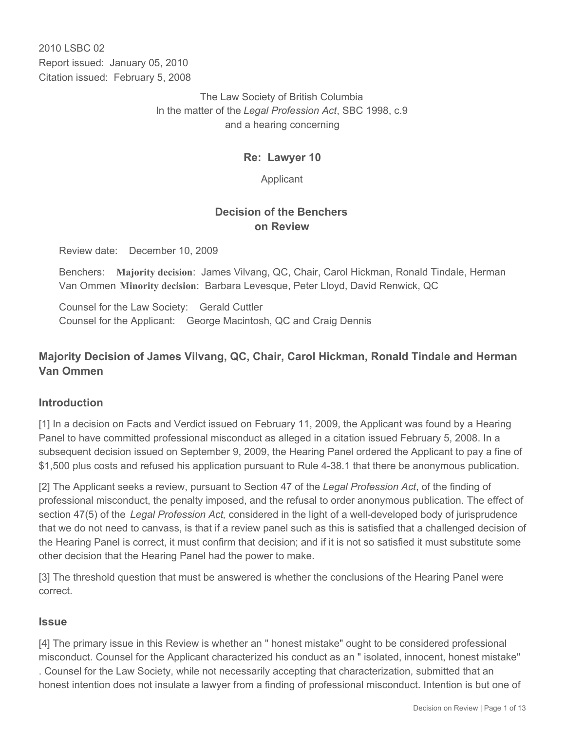2010 LSBC 02
Report issued: January 05, 2010
Citation issued: February 5, 2008

The Law Society of British Columbia
In the matter of the *Legal Profession Act*, SBC 1998, c.9
and a hearing concerning

**Re: Lawyer 10**

Applicant

## Decision of the Benchers on Review

Review date: December 10, 2009

Benchers: **Majority decision**: James Vilvang, QC, Chair, Carol Hickman, Ronald Tindale, Herman Van Ommen **Minority decision**: Barbara Levesque, Peter Lloyd, David Renwick, QC

Counsel for the Law Society: Gerald Cuttler
Counsel for the Applicant: George Macintosh, QC and Craig Dennis

### Majority Decision of James Vilvang, QC, Chair, Carol Hickman, Ronald Tindale and Herman Van Ommen

#### Introduction

[1] In a decision on Facts and Verdict issued on February 11, 2009, the Applicant was found by a Hearing Panel to have committed professional misconduct as alleged in a citation issued February 5, 2008. In a subsequent decision issued on September 9, 2009, the Hearing Panel ordered the Applicant to pay a fine of $1,500 plus costs and refused his application pursuant to Rule 4-38.1 that there be anonymous publication.

[2] The Applicant seeks a review, pursuant to Section 47 of the *Legal Profession Act*, of the finding of professional misconduct, the penalty imposed, and the refusal to order anonymous publication. The effect of section 47(5) of the *Legal Profession Act,* considered in the light of a well-developed body of jurisprudence that we do not need to canvass, is that if a review panel such as this is satisfied that a challenged decision of the Hearing Panel is correct, it must confirm that decision; and if it is not so satisfied it must substitute some other decision that the Hearing Panel had the power to make.

[3] The threshold question that must be answered is whether the conclusions of the Hearing Panel were correct.

#### Issue

[4] The primary issue in this Review is whether an " honest mistake" ought to be considered professional misconduct. Counsel for the Applicant characterized his conduct as an " isolated, innocent, honest mistake" . Counsel for the Law Society, while not necessarily accepting that characterization, submitted that an honest intention does not insulate a lawyer from a finding of professional misconduct. Intention is but one of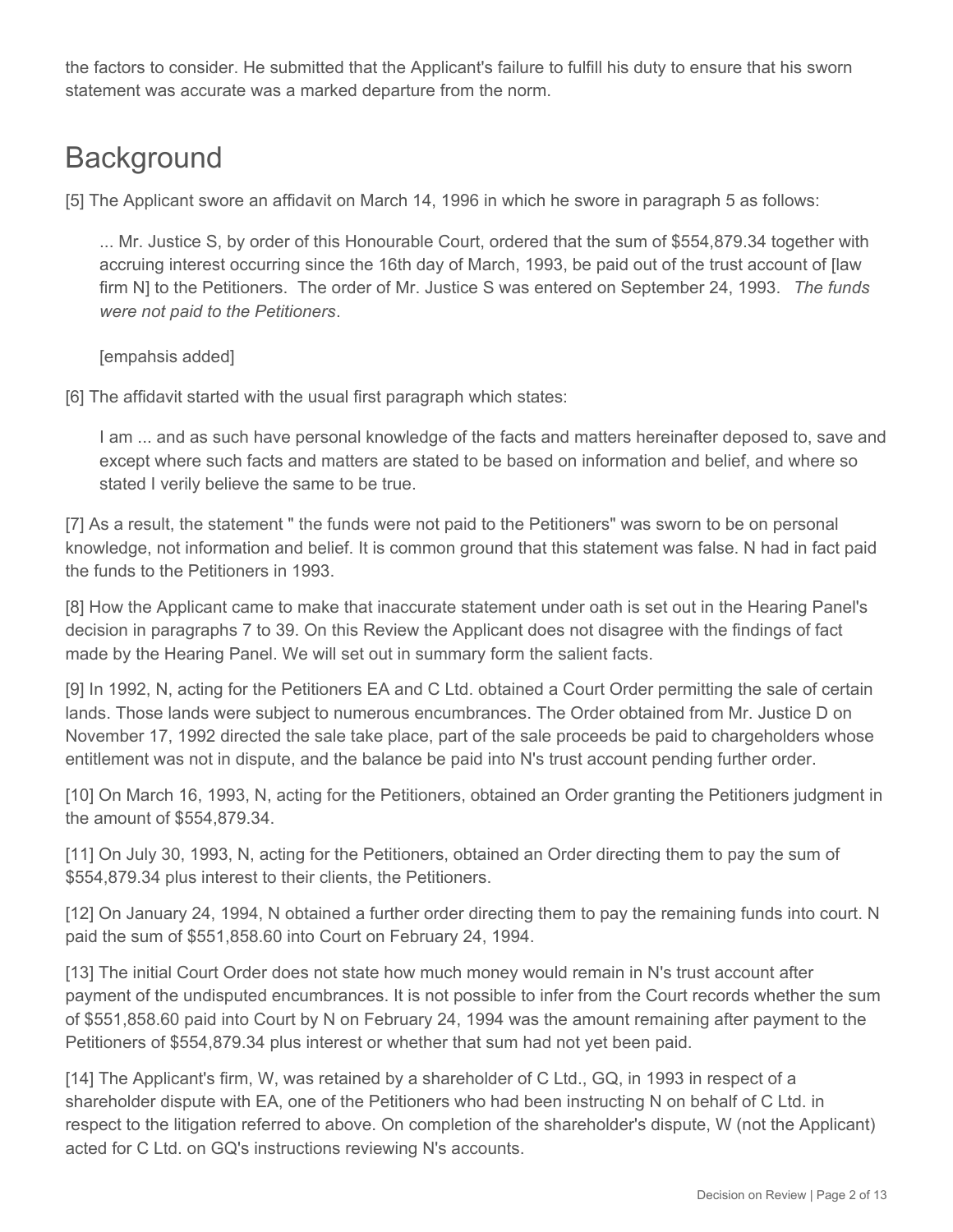the factors to consider. He submitted that the Applicant's failure to fulfill his duty to ensure that his sworn statement was accurate was a marked departure from the norm.

## Background

[5] The Applicant swore an affidavit on March 14, 1996 in which he swore in paragraph 5 as follows:

> ... Mr. Justice S, by order of this Honourable Court, ordered that the sum of $554,879.34 together with accruing interest occurring since the 16th day of March, 1993, be paid out of the trust account of [law firm N] to the Petitioners. The order of Mr. Justice S was entered on September 24, 1993. *The funds were not paid to the Petitioners*.
>
> [empahsis added]

[6] The affidavit started with the usual first paragraph which states:

> I am ... and as such have personal knowledge of the facts and matters hereinafter deposed to, save and except where such facts and matters are stated to be based on information and belief, and where so stated I verily believe the same to be true.

[7] As a result, the statement " the funds were not paid to the Petitioners" was sworn to be on personal knowledge, not information and belief. It is common ground that this statement was false. N had in fact paid the funds to the Petitioners in 1993.

[8] How the Applicant came to make that inaccurate statement under oath is set out in the Hearing Panel's decision in paragraphs 7 to 39. On this Review the Applicant does not disagree with the findings of fact made by the Hearing Panel. We will set out in summary form the salient facts.

[9] In 1992, N, acting for the Petitioners EA and C Ltd. obtained a Court Order permitting the sale of certain lands. Those lands were subject to numerous encumbrances. The Order obtained from Mr. Justice D on November 17, 1992 directed the sale take place, part of the sale proceeds be paid to chargeholders whose entitlement was not in dispute, and the balance be paid into N's trust account pending further order.

[10] On March 16, 1993, N, acting for the Petitioners, obtained an Order granting the Petitioners judgment in the amount of $554,879.34.

[11] On July 30, 1993, N, acting for the Petitioners, obtained an Order directing them to pay the sum of $554,879.34 plus interest to their clients, the Petitioners.

[12] On January 24, 1994, N obtained a further order directing them to pay the remaining funds into court. N paid the sum of $551,858.60 into Court on February 24, 1994.

[13] The initial Court Order does not state how much money would remain in N's trust account after payment of the undisputed encumbrances. It is not possible to infer from the Court records whether the sum of $551,858.60 paid into Court by N on February 24, 1994 was the amount remaining after payment to the Petitioners of $554,879.34 plus interest or whether that sum had not yet been paid.

[14] The Applicant's firm, W, was retained by a shareholder of C Ltd., GQ, in 1993 in respect of a shareholder dispute with EA, one of the Petitioners who had been instructing N on behalf of C Ltd. in respect to the litigation referred to above. On completion of the shareholder's dispute, W (not the Applicant) acted for C Ltd. on GQ's instructions reviewing N's accounts.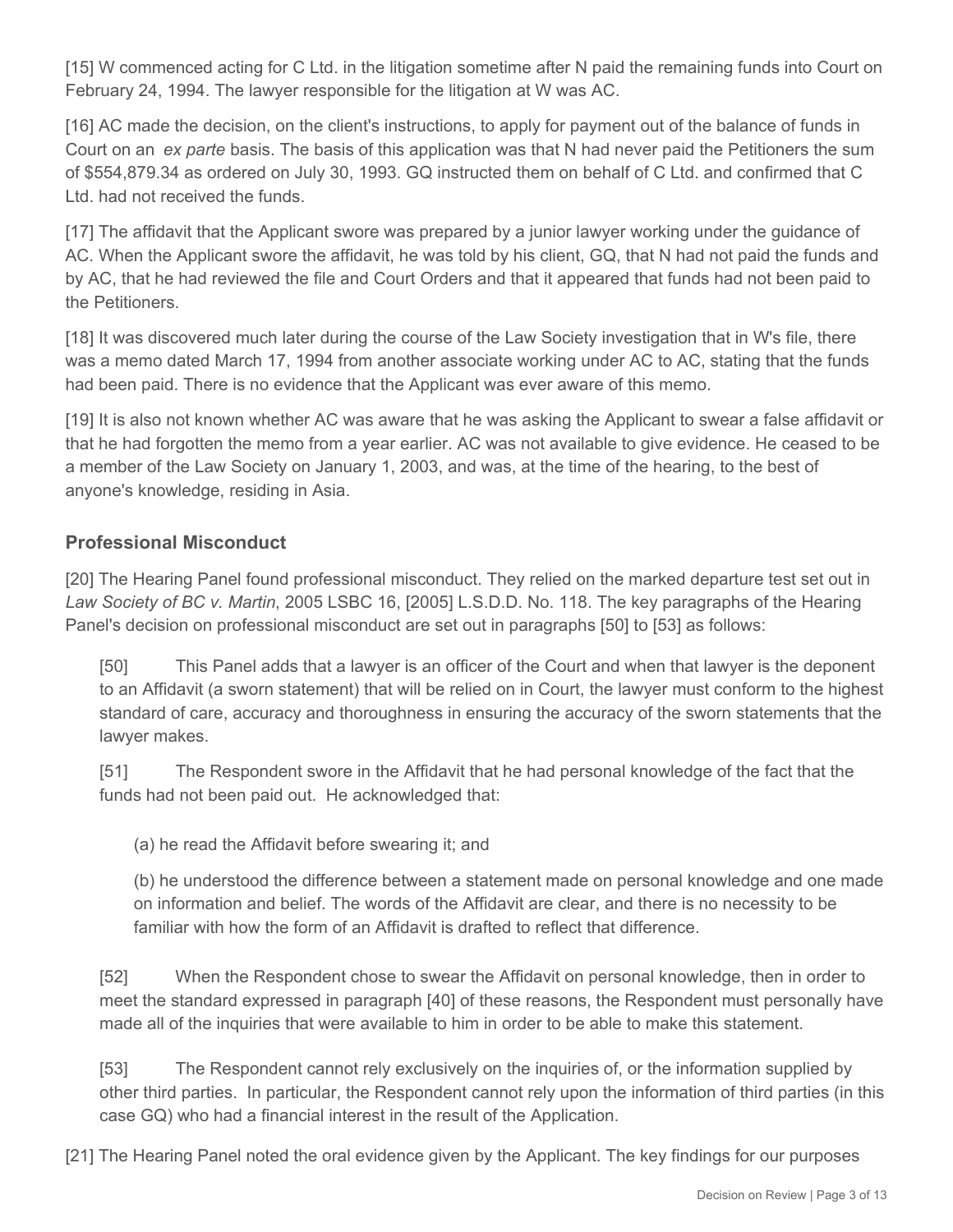[15] W commenced acting for C Ltd. in the litigation sometime after N paid the remaining funds into Court on February 24, 1994. The lawyer responsible for the litigation at W was AC.

[16] AC made the decision, on the client's instructions, to apply for payment out of the balance of funds in Court on an *ex parte* basis. The basis of this application was that N had never paid the Petitioners the sum of $554,879.34 as ordered on July 30, 1993. GQ instructed them on behalf of C Ltd. and confirmed that C Ltd. had not received the funds.

[17] The affidavit that the Applicant swore was prepared by a junior lawyer working under the guidance of AC. When the Applicant swore the affidavit, he was told by his client, GQ, that N had not paid the funds and by AC, that he had reviewed the file and Court Orders and that it appeared that funds had not been paid to the Petitioners.

[18] It was discovered much later during the course of the Law Society investigation that in W's file, there was a memo dated March 17, 1994 from another associate working under AC to AC, stating that the funds had been paid. There is no evidence that the Applicant was ever aware of this memo.

[19] It is also not known whether AC was aware that he was asking the Applicant to swear a false affidavit or that he had forgotten the memo from a year earlier. AC was not available to give evidence. He ceased to be a member of the Law Society on January 1, 2003, and was, at the time of the hearing, to the best of anyone's knowledge, residing in Asia.

## Professional Misconduct

[20] The Hearing Panel found professional misconduct. They relied on the marked departure test set out in *Law Society of BC v. Martin*, 2005 LSBC 16, [2005] L.S.D.D. No. 118. The key paragraphs of the Hearing Panel's decision on professional misconduct are set out in paragraphs [50] to [53] as follows:

> [50] This Panel adds that a lawyer is an officer of the Court and when that lawyer is the deponent to an Affidavit (a sworn statement) that will be relied on in Court, the lawyer must conform to the highest standard of care, accuracy and thoroughness in ensuring the accuracy of the sworn statements that the lawyer makes.
>
> [51] The Respondent swore in the Affidavit that he had personal knowledge of the fact that the funds had not been paid out. He acknowledged that:
>
> > (a) he read the Affidavit before swearing it; and
> >
> > (b) he understood the difference between a statement made on personal knowledge and one made on information and belief. The words of the Affidavit are clear, and there is no necessity to be familiar with how the form of an Affidavit is drafted to reflect that difference.
>
> [52] When the Respondent chose to swear the Affidavit on personal knowledge, then in order to meet the standard expressed in paragraph [40] of these reasons, the Respondent must personally have made all of the inquiries that were available to him in order to be able to make this statement.
>
> [53] The Respondent cannot rely exclusively on the inquiries of, or the information supplied by other third parties. In particular, the Respondent cannot rely upon the information of third parties (in this case GQ) who had a financial interest in the result of the Application.

[21] The Hearing Panel noted the oral evidence given by the Applicant. The key findings for our purposes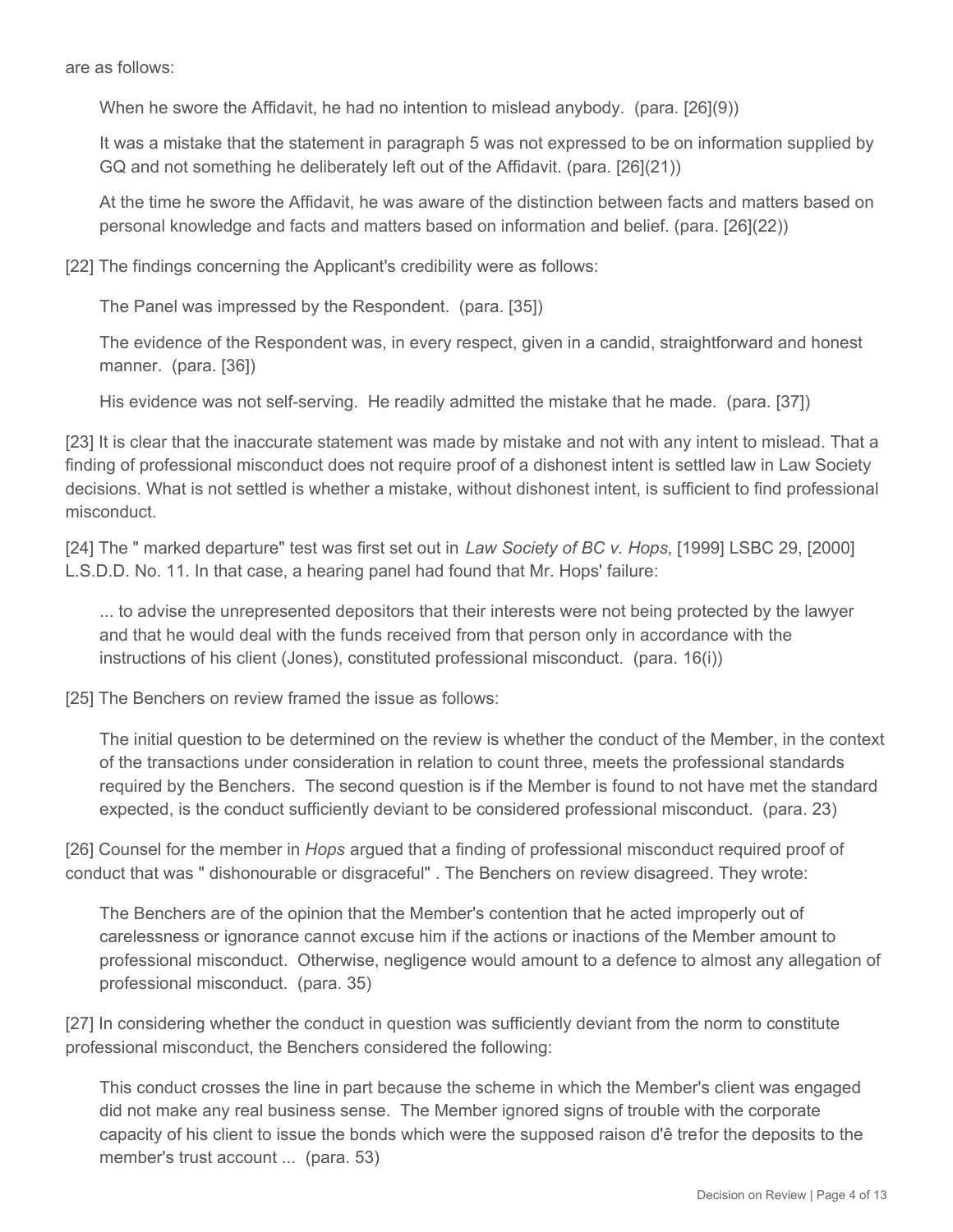are as follows:

> When he swore the Affidavit, he had no intention to mislead anybody. (para. [26](9))
>
> It was a mistake that the statement in paragraph 5 was not expressed to be on information supplied by GQ and not something he deliberately left out of the Affidavit. (para. [26](21))
>
> At the time he swore the Affidavit, he was aware of the distinction between facts and matters based on personal knowledge and facts and matters based on information and belief. (para. [26](22))

[22] The findings concerning the Applicant's credibility were as follows:

> The Panel was impressed by the Respondent. (para. [35])
>
> The evidence of the Respondent was, in every respect, given in a candid, straightforward and honest manner. (para. [36])
>
> His evidence was not self-serving. He readily admitted the mistake that he made. (para. [37])

[23] It is clear that the inaccurate statement was made by mistake and not with any intent to mislead. That a finding of professional misconduct does not require proof of a dishonest intent is settled law in Law Society decisions. What is not settled is whether a mistake, without dishonest intent, is sufficient to find professional misconduct.

[24] The " marked departure" test was first set out in *Law Society of BC v. Hops*, [1999] LSBC 29, [2000] L.S.D.D. No. 11. In that case, a hearing panel had found that Mr. Hops' failure:

> ... to advise the unrepresented depositors that their interests were not being protected by the lawyer and that he would deal with the funds received from that person only in accordance with the instructions of his client (Jones), constituted professional misconduct. (para. 16(i))

[25] The Benchers on review framed the issue as follows:

> The initial question to be determined on the review is whether the conduct of the Member, in the context of the transactions under consideration in relation to count three, meets the professional standards required by the Benchers. The second question is if the Member is found to not have met the standard expected, is the conduct sufficiently deviant to be considered professional misconduct. (para. 23)

[26] Counsel for the member in *Hops* argued that a finding of professional misconduct required proof of conduct that was " dishonourable or disgraceful" . The Benchers on review disagreed. They wrote:

> The Benchers are of the opinion that the Member's contention that he acted improperly out of carelessness or ignorance cannot excuse him if the actions or inactions of the Member amount to professional misconduct. Otherwise, negligence would amount to a defence to almost any allegation of professional misconduct. (para. 35)

[27] In considering whether the conduct in question was sufficiently deviant from the norm to constitute professional misconduct, the Benchers considered the following:

> This conduct crosses the line in part because the scheme in which the Member's client was engaged did not make any real business sense. The Member ignored signs of trouble with the corporate capacity of his client to issue the bonds which were the supposed raison d'ê trefor the deposits to the member's trust account ... (para. 53)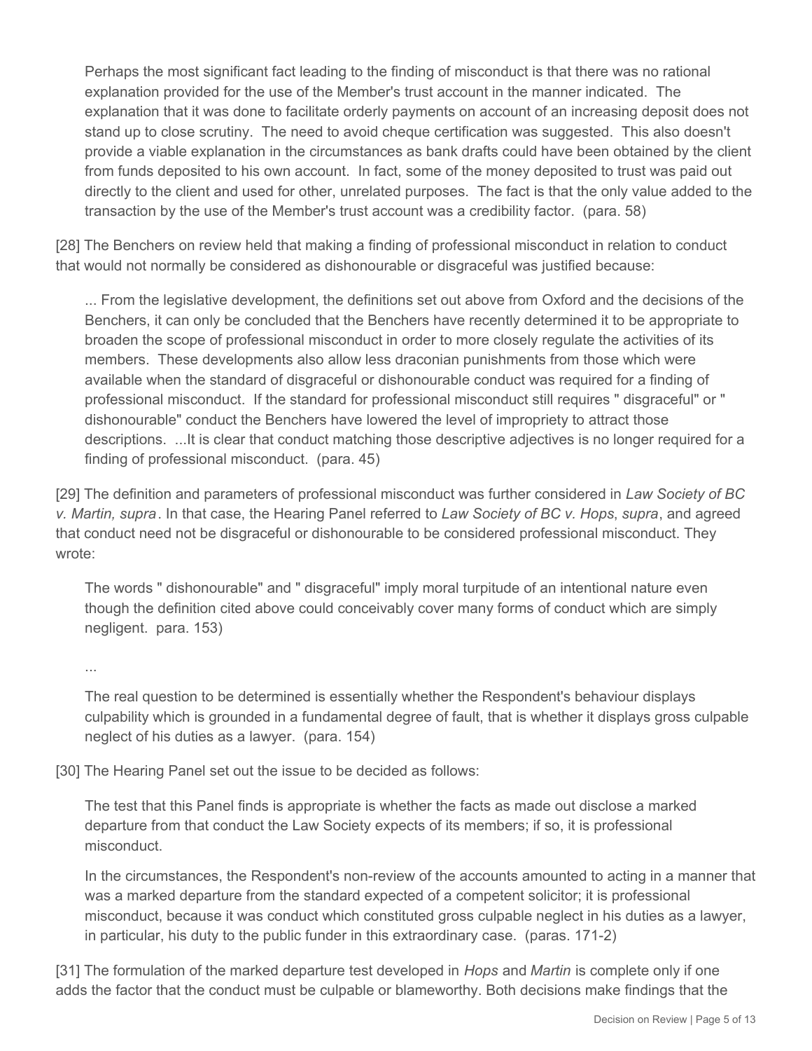> Perhaps the most significant fact leading to the finding of misconduct is that there was no rational explanation provided for the use of the Member's trust account in the manner indicated. The explanation that it was done to facilitate orderly payments on account of an increasing deposit does not stand up to close scrutiny. The need to avoid cheque certification was suggested. This also doesn't provide a viable explanation in the circumstances as bank drafts could have been obtained by the client from funds deposited to his own account. In fact, some of the money deposited to trust was paid out directly to the client and used for other, unrelated purposes. The fact is that the only value added to the transaction by the use of the Member's trust account was a credibility factor. (para. 58)

[28] The Benchers on review held that making a finding of professional misconduct in relation to conduct that would not normally be considered as dishonourable or disgraceful was justified because:

> ... From the legislative development, the definitions set out above from Oxford and the decisions of the Benchers, it can only be concluded that the Benchers have recently determined it to be appropriate to broaden the scope of professional misconduct in order to more closely regulate the activities of its members. These developments also allow less draconian punishments from those which were available when the standard of disgraceful or dishonourable conduct was required for a finding of professional misconduct. If the standard for professional misconduct still requires " disgraceful" or " dishonourable" conduct the Benchers have lowered the level of impropriety to attract those descriptions. ...It is clear that conduct matching those descriptive adjectives is no longer required for a finding of professional misconduct. (para. 45)

[29] The definition and parameters of professional misconduct was further considered in *Law Society of BC v. Martin, supra*. In that case, the Hearing Panel referred to *Law Society of BC v. Hops*, *supra*, and agreed that conduct need not be disgraceful or dishonourable to be considered professional misconduct. They wrote:

> The words " dishonourable" and " disgraceful" imply moral turpitude of an intentional nature even though the definition cited above could conceivably cover many forms of conduct which are simply negligent. para. 153)
>
> ...
>
> The real question to be determined is essentially whether the Respondent's behaviour displays culpability which is grounded in a fundamental degree of fault, that is whether it displays gross culpable neglect of his duties as a lawyer. (para. 154)

[30] The Hearing Panel set out the issue to be decided as follows:

> The test that this Panel finds is appropriate is whether the facts as made out disclose a marked departure from that conduct the Law Society expects of its members; if so, it is professional misconduct.
>
> In the circumstances, the Respondent's non-review of the accounts amounted to acting in a manner that was a marked departure from the standard expected of a competent solicitor; it is professional misconduct, because it was conduct which constituted gross culpable neglect in his duties as a lawyer, in particular, his duty to the public funder in this extraordinary case. (paras. 171-2)

[31] The formulation of the marked departure test developed in *Hops* and *Martin* is complete only if one adds the factor that the conduct must be culpable or blameworthy. Both decisions make findings that the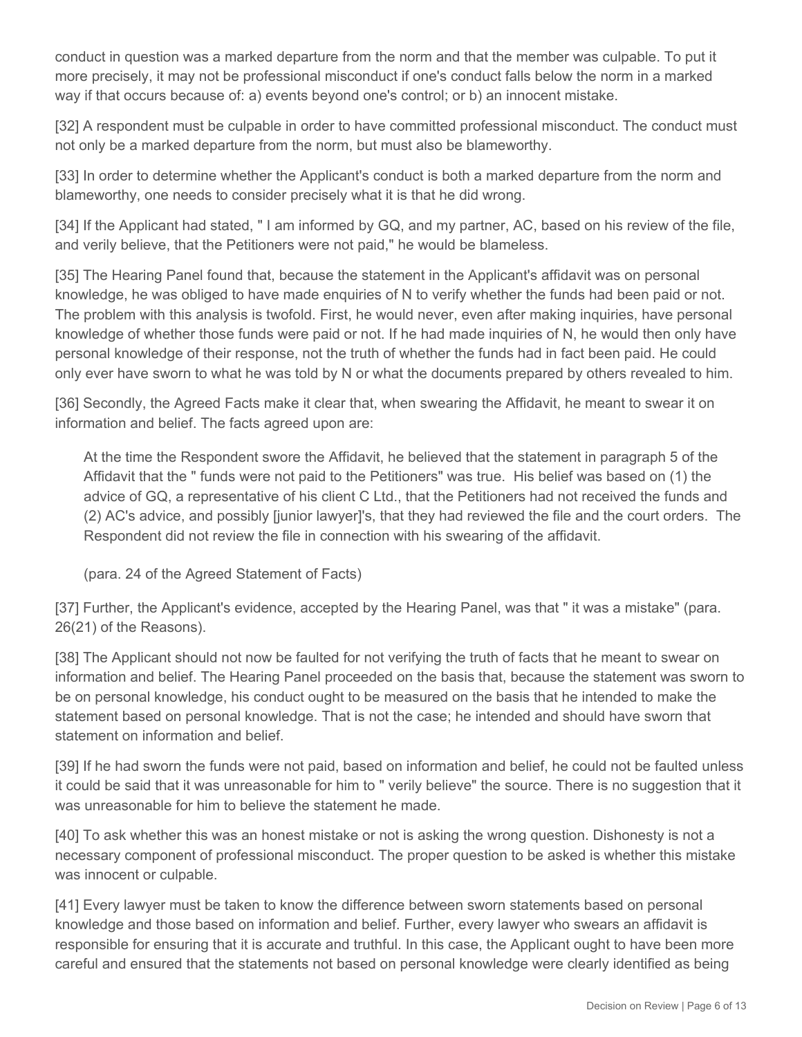conduct in question was a marked departure from the norm and that the member was culpable. To put it more precisely, it may not be professional misconduct if one's conduct falls below the norm in a marked way if that occurs because of: a) events beyond one's control; or b) an innocent mistake.

[32] A respondent must be culpable in order to have committed professional misconduct. The conduct must not only be a marked departure from the norm, but must also be blameworthy.

[33] In order to determine whether the Applicant's conduct is both a marked departure from the norm and blameworthy, one needs to consider precisely what it is that he did wrong.

[34] If the Applicant had stated, " I am informed by GQ, and my partner, AC, based on his review of the file, and verily believe, that the Petitioners were not paid," he would be blameless.

[35] The Hearing Panel found that, because the statement in the Applicant's affidavit was on personal knowledge, he was obliged to have made enquiries of N to verify whether the funds had been paid or not. The problem with this analysis is twofold. First, he would never, even after making inquiries, have personal knowledge of whether those funds were paid or not. If he had made inquiries of N, he would then only have personal knowledge of their response, not the truth of whether the funds had in fact been paid. He could only ever have sworn to what he was told by N or what the documents prepared by others revealed to him.

[36] Secondly, the Agreed Facts make it clear that, when swearing the Affidavit, he meant to swear it on information and belief. The facts agreed upon are:

> At the time the Respondent swore the Affidavit, he believed that the statement in paragraph 5 of the Affidavit that the " funds were not paid to the Petitioners" was true. His belief was based on (1) the advice of GQ, a representative of his client C Ltd., that the Petitioners had not received the funds and (2) AC's advice, and possibly [junior lawyer]'s, that they had reviewed the file and the court orders. The Respondent did not review the file in connection with his swearing of the affidavit.
>
> (para. 24 of the Agreed Statement of Facts)

[37] Further, the Applicant's evidence, accepted by the Hearing Panel, was that " it was a mistake" (para. 26(21) of the Reasons).

[38] The Applicant should not now be faulted for not verifying the truth of facts that he meant to swear on information and belief. The Hearing Panel proceeded on the basis that, because the statement was sworn to be on personal knowledge, his conduct ought to be measured on the basis that he intended to make the statement based on personal knowledge. That is not the case; he intended and should have sworn that statement on information and belief.

[39] If he had sworn the funds were not paid, based on information and belief, he could not be faulted unless it could be said that it was unreasonable for him to " verily believe" the source. There is no suggestion that it was unreasonable for him to believe the statement he made.

[40] To ask whether this was an honest mistake or not is asking the wrong question. Dishonesty is not a necessary component of professional misconduct. The proper question to be asked is whether this mistake was innocent or culpable.

[41] Every lawyer must be taken to know the difference between sworn statements based on personal knowledge and those based on information and belief. Further, every lawyer who swears an affidavit is responsible for ensuring that it is accurate and truthful. In this case, the Applicant ought to have been more careful and ensured that the statements not based on personal knowledge were clearly identified as being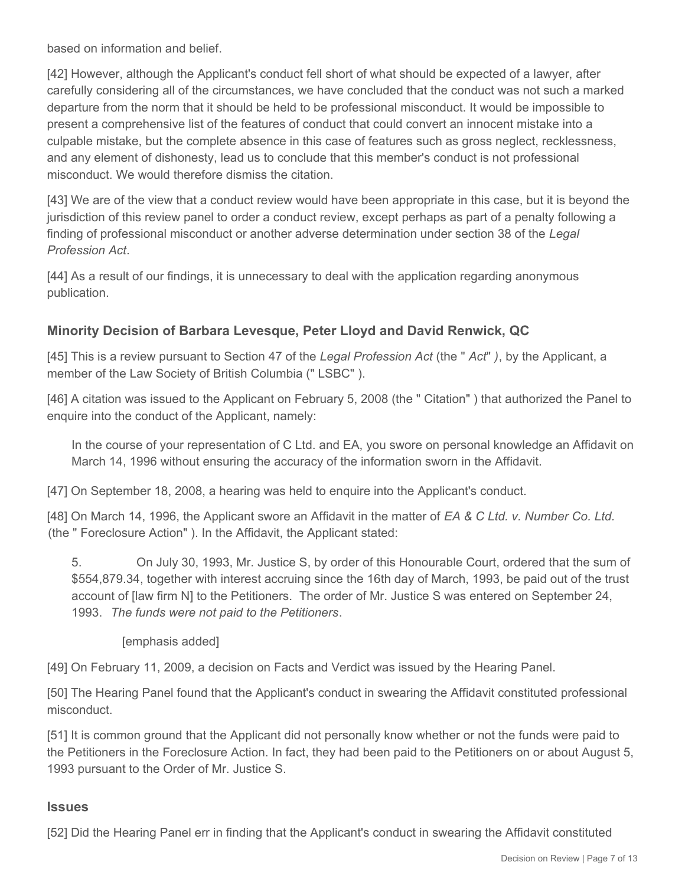based on information and belief.

[42] However, although the Applicant's conduct fell short of what should be expected of a lawyer, after carefully considering all of the circumstances, we have concluded that the conduct was not such a marked departure from the norm that it should be held to be professional misconduct. It would be impossible to present a comprehensive list of the features of conduct that could convert an innocent mistake into a culpable mistake, but the complete absence in this case of features such as gross neglect, recklessness, and any element of dishonesty, lead us to conclude that this member's conduct is not professional misconduct. We would therefore dismiss the citation.

[43] We are of the view that a conduct review would have been appropriate in this case, but it is beyond the jurisdiction of this review panel to order a conduct review, except perhaps as part of a penalty following a finding of professional misconduct or another adverse determination under section 38 of the *Legal Profession Act*.

[44] As a result of our findings, it is unnecessary to deal with the application regarding anonymous publication.

## Minority Decision of Barbara Levesque, Peter Lloyd and David Renwick, QC

[45] This is a review pursuant to Section 47 of the *Legal Profession Act* (the " *Act*" *)*, by the Applicant, a member of the Law Society of British Columbia (" LSBC" ).

[46] A citation was issued to the Applicant on February 5, 2008 (the " Citation" ) that authorized the Panel to enquire into the conduct of the Applicant, namely:

> In the course of your representation of C Ltd. and EA, you swore on personal knowledge an Affidavit on March 14, 1996 without ensuring the accuracy of the information sworn in the Affidavit.

[47] On September 18, 2008, a hearing was held to enquire into the Applicant's conduct.

[48] On March 14, 1996, the Applicant swore an Affidavit in the matter of *EA & C Ltd. v. Number Co. Ltd.* (the " Foreclosure Action" ). In the Affidavit, the Applicant stated:

> 5. On July 30, 1993, Mr. Justice S, by order of this Honourable Court, ordered that the sum of $554,879.34, together with interest accruing since the 16th day of March, 1993, be paid out of the trust account of [law firm N] to the Petitioners. The order of Mr. Justice S was entered on September 24, 1993. *The funds were not paid to the Petitioners*.
>
> [emphasis added]

[49] On February 11, 2009, a decision on Facts and Verdict was issued by the Hearing Panel.

[50] The Hearing Panel found that the Applicant's conduct in swearing the Affidavit constituted professional misconduct.

[51] It is common ground that the Applicant did not personally know whether or not the funds were paid to the Petitioners in the Foreclosure Action. In fact, they had been paid to the Petitioners on or about August 5, 1993 pursuant to the Order of Mr. Justice S.

### Issues

[52] Did the Hearing Panel err in finding that the Applicant's conduct in swearing the Affidavit constituted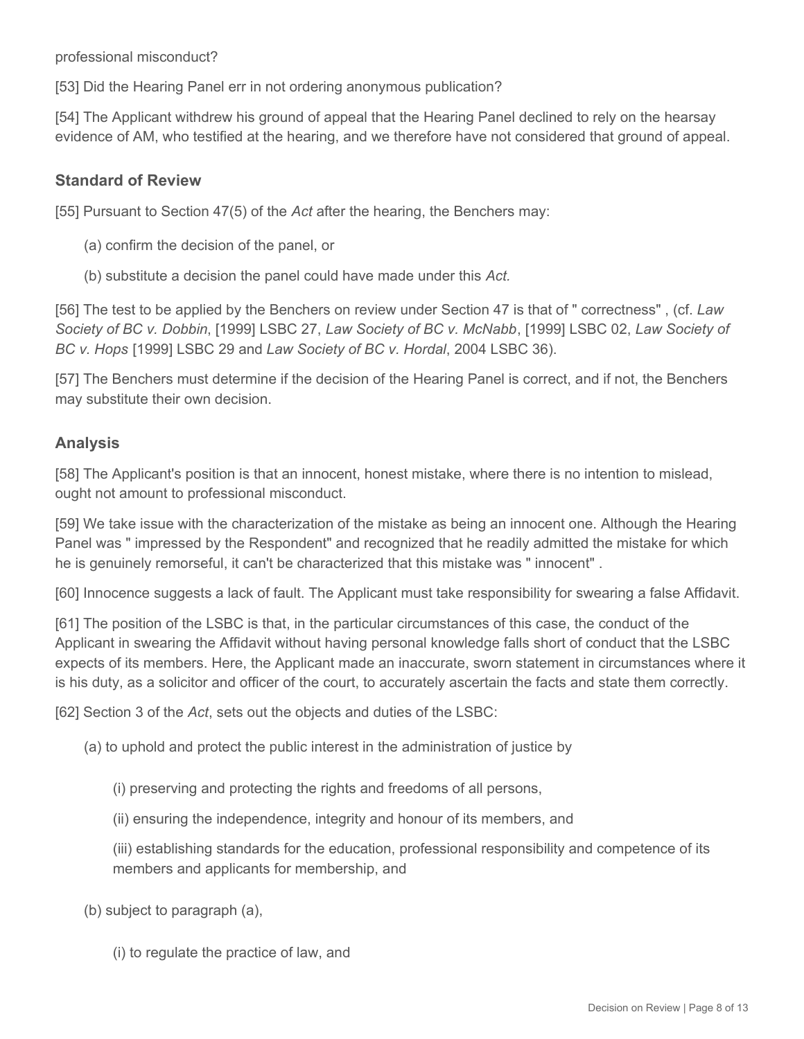professional misconduct?

[53] Did the Hearing Panel err in not ordering anonymous publication?

[54] The Applicant withdrew his ground of appeal that the Hearing Panel declined to rely on the hearsay evidence of AM, who testified at the hearing, and we therefore have not considered that ground of appeal.

### Standard of Review

[55] Pursuant to Section 47(5) of the *Act* after the hearing, the Benchers may:

(a) confirm the decision of the panel, or

(b) substitute a decision the panel could have made under this *Act.*

[56] The test to be applied by the Benchers on review under Section 47 is that of " correctness" , (cf. *Law Society of BC v. Dobbin*, [1999] LSBC 27, *Law Society of BC v. McNabb*, [1999] LSBC 02, *Law Society of BC v. Hops* [1999] LSBC 29 and *Law Society of BC v. Hordal*, 2004 LSBC 36).

[57] The Benchers must determine if the decision of the Hearing Panel is correct, and if not, the Benchers may substitute their own decision.

### Analysis

[58] The Applicant's position is that an innocent, honest mistake, where there is no intention to mislead, ought not amount to professional misconduct.

[59] We take issue with the characterization of the mistake as being an innocent one. Although the Hearing Panel was " impressed by the Respondent" and recognized that he readily admitted the mistake for which he is genuinely remorseful, it can't be characterized that this mistake was " innocent" .

[60] Innocence suggests a lack of fault. The Applicant must take responsibility for swearing a false Affidavit.

[61] The position of the LSBC is that, in the particular circumstances of this case, the conduct of the Applicant in swearing the Affidavit without having personal knowledge falls short of conduct that the LSBC expects of its members. Here, the Applicant made an inaccurate, sworn statement in circumstances where it is his duty, as a solicitor and officer of the court, to accurately ascertain the facts and state them correctly.

[62] Section 3 of the *Act*, sets out the objects and duties of the LSBC:

(a) to uphold and protect the public interest in the administration of justice by

(i) preserving and protecting the rights and freedoms of all persons,

(ii) ensuring the independence, integrity and honour of its members, and

(iii) establishing standards for the education, professional responsibility and competence of its members and applicants for membership, and

(b) subject to paragraph (a),

(i) to regulate the practice of law, and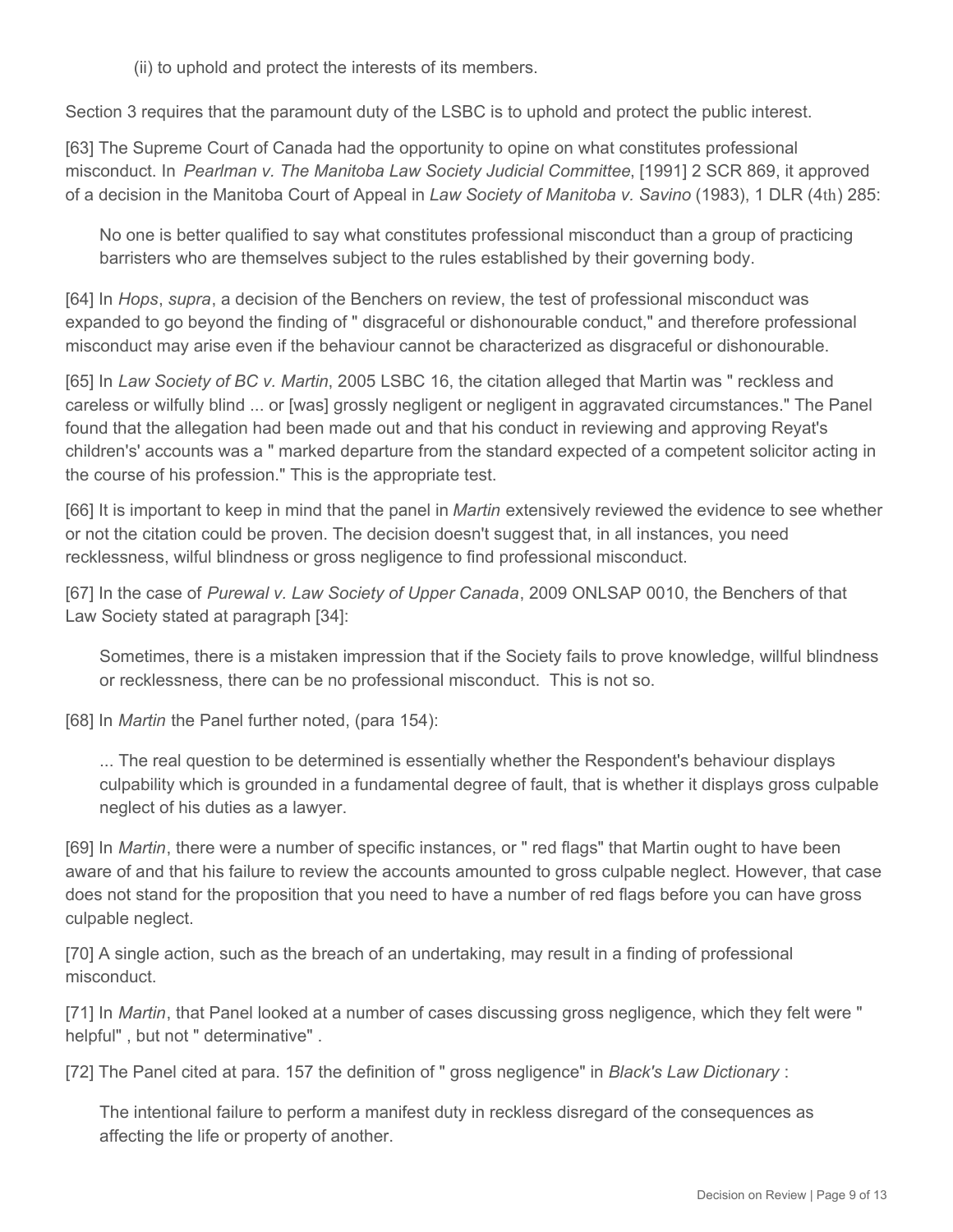(ii) to uphold and protect the interests of its members.

Section 3 requires that the paramount duty of the LSBC is to uphold and protect the public interest.

[63] The Supreme Court of Canada had the opportunity to opine on what constitutes professional misconduct. In *Pearlman v. The Manitoba Law Society Judicial Committee*, [1991] 2 SCR 869, it approved of a decision in the Manitoba Court of Appeal in *Law Society of Manitoba v. Savino* (1983), 1 DLR (4th) 285:

> No one is better qualified to say what constitutes professional misconduct than a group of practicing barristers who are themselves subject to the rules established by their governing body.

[64] In *Hops*, *supra*, a decision of the Benchers on review, the test of professional misconduct was expanded to go beyond the finding of " disgraceful or dishonourable conduct," and therefore professional misconduct may arise even if the behaviour cannot be characterized as disgraceful or dishonourable.

[65] In *Law Society of BC v. Martin*, 2005 LSBC 16, the citation alleged that Martin was " reckless and careless or wilfully blind ... or [was] grossly negligent or negligent in aggravated circumstances." The Panel found that the allegation had been made out and that his conduct in reviewing and approving Reyat's children's' accounts was a " marked departure from the standard expected of a competent solicitor acting in the course of his profession." This is the appropriate test.

[66] It is important to keep in mind that the panel in *Martin* extensively reviewed the evidence to see whether or not the citation could be proven. The decision doesn't suggest that, in all instances, you need recklessness, wilful blindness or gross negligence to find professional misconduct.

[67] In the case of *Purewal v. Law Society of Upper Canada*, 2009 ONLSAP 0010, the Benchers of that Law Society stated at paragraph [34]:

> Sometimes, there is a mistaken impression that if the Society fails to prove knowledge, willful blindness or recklessness, there can be no professional misconduct. This is not so.

[68] In *Martin* the Panel further noted, (para 154):

> ... The real question to be determined is essentially whether the Respondent's behaviour displays culpability which is grounded in a fundamental degree of fault, that is whether it displays gross culpable neglect of his duties as a lawyer.

[69] In *Martin*, there were a number of specific instances, or " red flags" that Martin ought to have been aware of and that his failure to review the accounts amounted to gross culpable neglect. However, that case does not stand for the proposition that you need to have a number of red flags before you can have gross culpable neglect.

[70] A single action, such as the breach of an undertaking, may result in a finding of professional misconduct.

[71] In *Martin*, that Panel looked at a number of cases discussing gross negligence, which they felt were " helpful" , but not " determinative" .

[72] The Panel cited at para. 157 the definition of " gross negligence" in *Black's Law Dictionary* :

> The intentional failure to perform a manifest duty in reckless disregard of the consequences as affecting the life or property of another.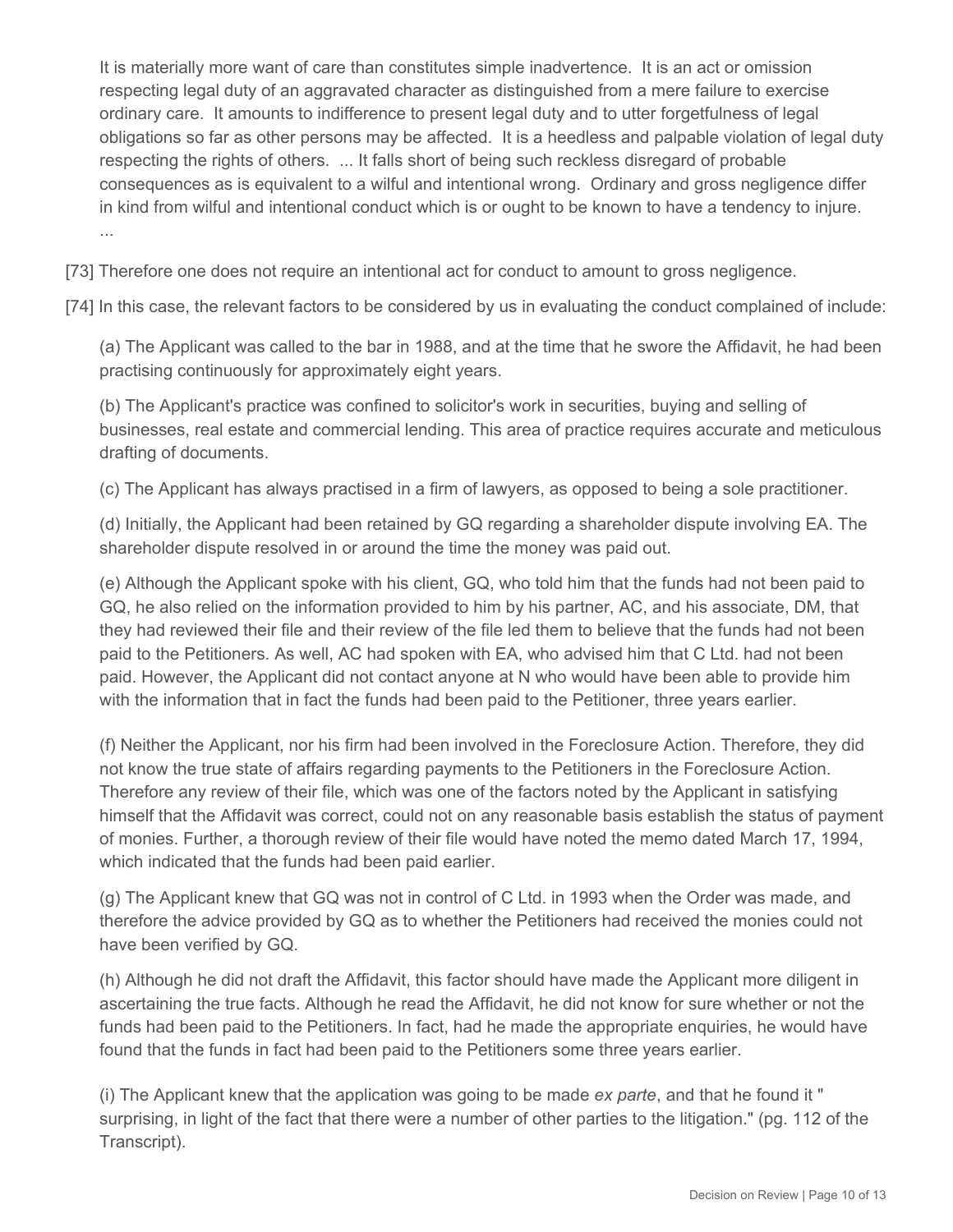> It is materially more want of care than constitutes simple inadvertence. It is an act or omission respecting legal duty of an aggravated character as distinguished from a mere failure to exercise ordinary care. It amounts to indifference to present legal duty and to utter forgetfulness of legal obligations so far as other persons may be affected. It is a heedless and palpable violation of legal duty respecting the rights of others. ... It falls short of being such reckless disregard of probable consequences as is equivalent to a wilful and intentional wrong. Ordinary and gross negligence differ in kind from wilful and intentional conduct which is or ought to be known to have a tendency to injure. ...

[73] Therefore one does not require an intentional act for conduct to amount to gross negligence.

[74] In this case, the relevant factors to be considered by us in evaluating the conduct complained of include:

(a) The Applicant was called to the bar in 1988, and at the time that he swore the Affidavit, he had been practising continuously for approximately eight years.

(b) The Applicant's practice was confined to solicitor's work in securities, buying and selling of businesses, real estate and commercial lending. This area of practice requires accurate and meticulous drafting of documents.

(c) The Applicant has always practised in a firm of lawyers, as opposed to being a sole practitioner.

(d) Initially, the Applicant had been retained by GQ regarding a shareholder dispute involving EA. The shareholder dispute resolved in or around the time the money was paid out.

(e) Although the Applicant spoke with his client, GQ, who told him that the funds had not been paid to GQ, he also relied on the information provided to him by his partner, AC, and his associate, DM, that they had reviewed their file and their review of the file led them to believe that the funds had not been paid to the Petitioners. As well, AC had spoken with EA, who advised him that C Ltd. had not been paid. However, the Applicant did not contact anyone at N who would have been able to provide him with the information that in fact the funds had been paid to the Petitioner, three years earlier.

(f) Neither the Applicant, nor his firm had been involved in the Foreclosure Action. Therefore, they did not know the true state of affairs regarding payments to the Petitioners in the Foreclosure Action. Therefore any review of their file, which was one of the factors noted by the Applicant in satisfying himself that the Affidavit was correct, could not on any reasonable basis establish the status of payment of monies. Further, a thorough review of their file would have noted the memo dated March 17, 1994, which indicated that the funds had been paid earlier.

(g) The Applicant knew that GQ was not in control of C Ltd. in 1993 when the Order was made, and therefore the advice provided by GQ as to whether the Petitioners had received the monies could not have been verified by GQ.

(h) Although he did not draft the Affidavit, this factor should have made the Applicant more diligent in ascertaining the true facts. Although he read the Affidavit, he did not know for sure whether or not the funds had been paid to the Petitioners. In fact, had he made the appropriate enquiries, he would have found that the funds in fact had been paid to the Petitioners some three years earlier.

(i) The Applicant knew that the application was going to be made *ex parte*, and that he found it " surprising, in light of the fact that there were a number of other parties to the litigation." (pg. 112 of the Transcript).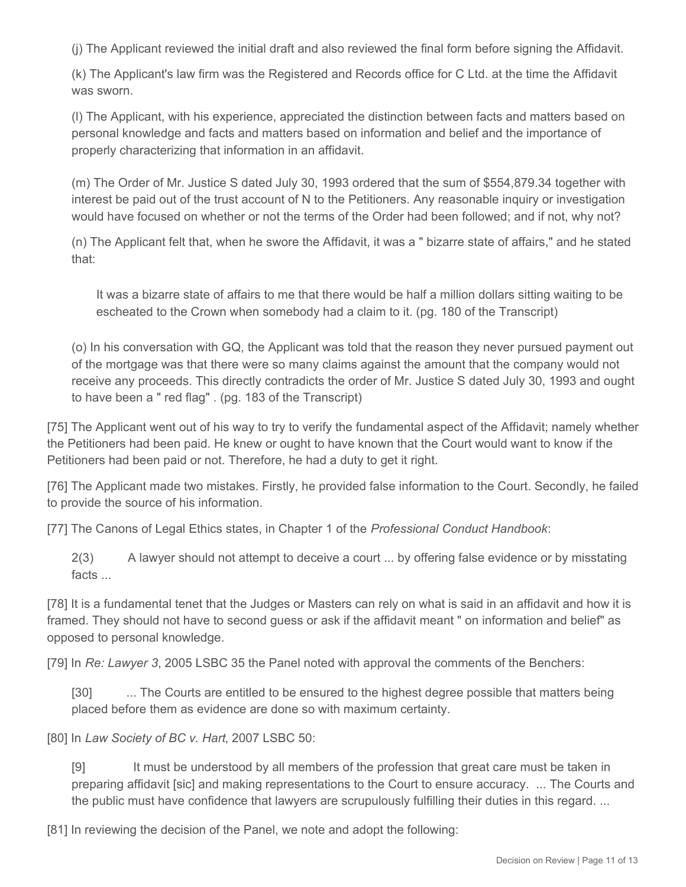(j) The Applicant reviewed the initial draft and also reviewed the final form before signing the Affidavit.

(k) The Applicant's law firm was the Registered and Records office for C Ltd. at the time the Affidavit was sworn.

(l) The Applicant, with his experience, appreciated the distinction between facts and matters based on personal knowledge and facts and matters based on information and belief and the importance of properly characterizing that information in an affidavit.

(m) The Order of Mr. Justice S dated July 30, 1993 ordered that the sum of $554,879.34 together with interest be paid out of the trust account of N to the Petitioners. Any reasonable inquiry or investigation would have focused on whether or not the terms of the Order had been followed; and if not, why not?

(n) The Applicant felt that, when he swore the Affidavit, it was a " bizarre state of affairs," and he stated that:

> It was a bizarre state of affairs to me that there would be half a million dollars sitting waiting to be escheated to the Crown when somebody had a claim to it. (pg. 180 of the Transcript)

(o) In his conversation with GQ, the Applicant was told that the reason they never pursued payment out of the mortgage was that there were so many claims against the amount that the company would not receive any proceeds. This directly contradicts the order of Mr. Justice S dated July 30, 1993 and ought to have been a " red flag" . (pg. 183 of the Transcript)

[75] The Applicant went out of his way to try to verify the fundamental aspect of the Affidavit; namely whether the Petitioners had been paid. He knew or ought to have known that the Court would want to know if the Petitioners had been paid or not. Therefore, he had a duty to get it right.

[76] The Applicant made two mistakes. Firstly, he provided false information to the Court. Secondly, he failed to provide the source of his information.

[77] The Canons of Legal Ethics states, in Chapter 1 of the *Professional Conduct Handbook*:

> 2(3) A lawyer should not attempt to deceive a court ... by offering false evidence or by misstating facts ...

[78] It is a fundamental tenet that the Judges or Masters can rely on what is said in an affidavit and how it is framed. They should not have to second guess or ask if the affidavit meant " on information and belief" as opposed to personal knowledge.

[79] In *Re: Lawyer 3*, 2005 LSBC 35 the Panel noted with approval the comments of the Benchers:

> [30] ... The Courts are entitled to be ensured to the highest degree possible that matters being placed before them as evidence are done so with maximum certainty.

[80] In *Law Society of BC v. Hart*, 2007 LSBC 50:

> [9] It must be understood by all members of the profession that great care must be taken in preparing affidavit [sic] and making representations to the Court to ensure accuracy. ... The Courts and the public must have confidence that lawyers are scrupulously fulfilling their duties in this regard. ...

[81] In reviewing the decision of the Panel, we note and adopt the following: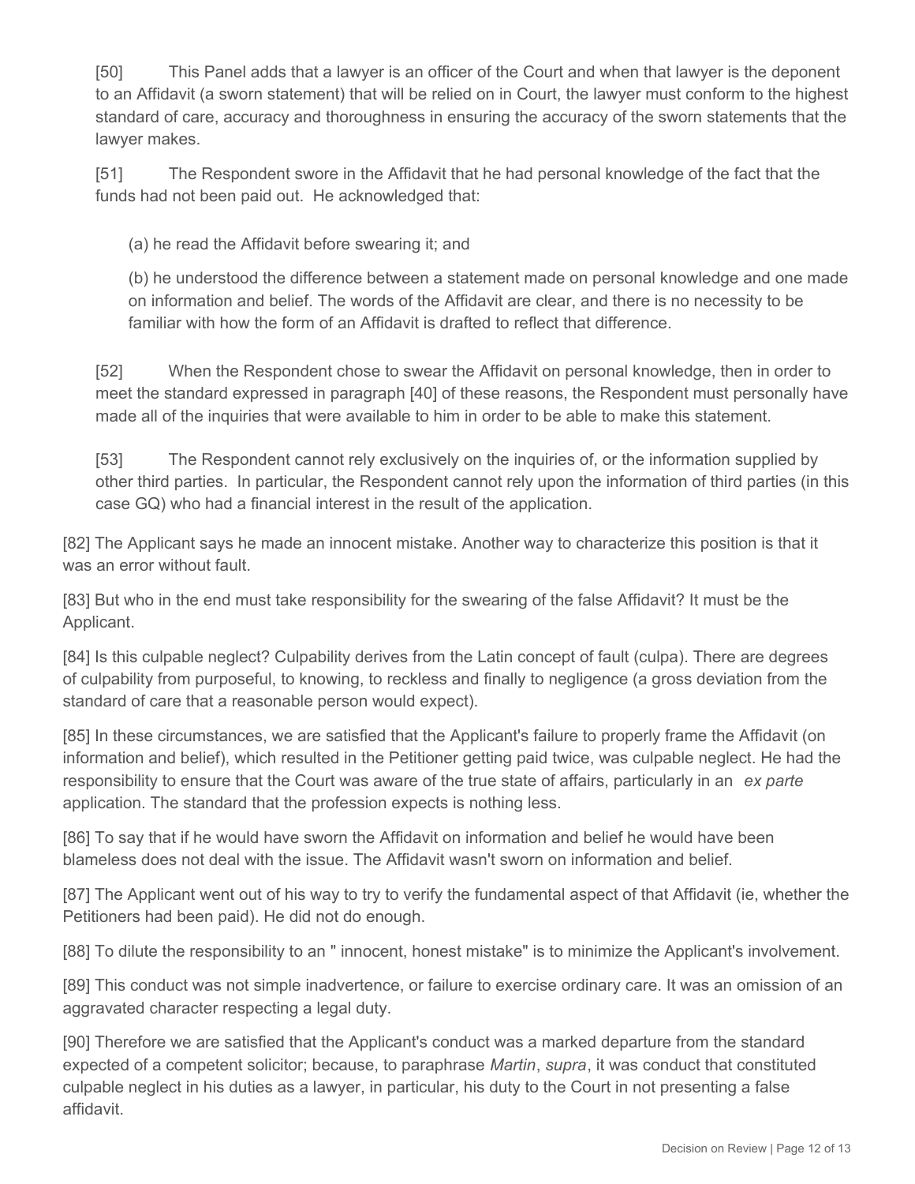[50] This Panel adds that a lawyer is an officer of the Court and when that lawyer is the deponent to an Affidavit (a sworn statement) that will be relied on in Court, the lawyer must conform to the highest standard of care, accuracy and thoroughness in ensuring the accuracy of the sworn statements that the lawyer makes.

[51] The Respondent swore in the Affidavit that he had personal knowledge of the fact that the funds had not been paid out. He acknowledged that:

> (a) he read the Affidavit before swearing it; and
>
> (b) he understood the difference between a statement made on personal knowledge and one made on information and belief. The words of the Affidavit are clear, and there is no necessity to be familiar with how the form of an Affidavit is drafted to reflect that difference.

[52] When the Respondent chose to swear the Affidavit on personal knowledge, then in order to meet the standard expressed in paragraph [40] of these reasons, the Respondent must personally have made all of the inquiries that were available to him in order to be able to make this statement.

[53] The Respondent cannot rely exclusively on the inquiries of, or the information supplied by other third parties. In particular, the Respondent cannot rely upon the information of third parties (in this case GQ) who had a financial interest in the result of the application.

[82] The Applicant says he made an innocent mistake. Another way to characterize this position is that it was an error without fault.

[83] But who in the end must take responsibility for the swearing of the false Affidavit? It must be the Applicant.

[84] Is this culpable neglect? Culpability derives from the Latin concept of fault (culpa). There are degrees of culpability from purposeful, to knowing, to reckless and finally to negligence (a gross deviation from the standard of care that a reasonable person would expect).

[85] In these circumstances, we are satisfied that the Applicant's failure to properly frame the Affidavit (on information and belief), which resulted in the Petitioner getting paid twice, was culpable neglect. He had the responsibility to ensure that the Court was aware of the true state of affairs, particularly in an *ex parte* application. The standard that the profession expects is nothing less.

[86] To say that if he would have sworn the Affidavit on information and belief he would have been blameless does not deal with the issue. The Affidavit wasn't sworn on information and belief.

[87] The Applicant went out of his way to try to verify the fundamental aspect of that Affidavit (ie, whether the Petitioners had been paid). He did not do enough.

[88] To dilute the responsibility to an " innocent, honest mistake" is to minimize the Applicant's involvement.

[89] This conduct was not simple inadvertence, or failure to exercise ordinary care. It was an omission of an aggravated character respecting a legal duty.

[90] Therefore we are satisfied that the Applicant's conduct was a marked departure from the standard expected of a competent solicitor; because, to paraphrase *Martin*, *supra*, it was conduct that constituted culpable neglect in his duties as a lawyer, in particular, his duty to the Court in not presenting a false affidavit.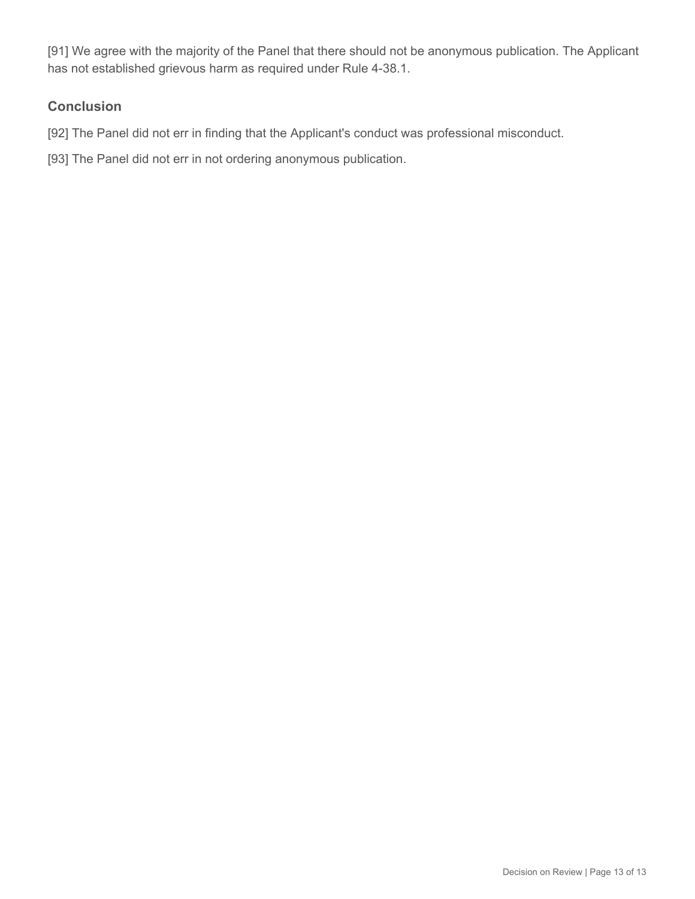[91] We agree with the majority of the Panel that there should not be anonymous publication. The Applicant has not established grievous harm as required under Rule 4-38.1.

## Conclusion

[92] The Panel did not err in finding that the Applicant's conduct was professional misconduct.

[93] The Panel did not err in not ordering anonymous publication.